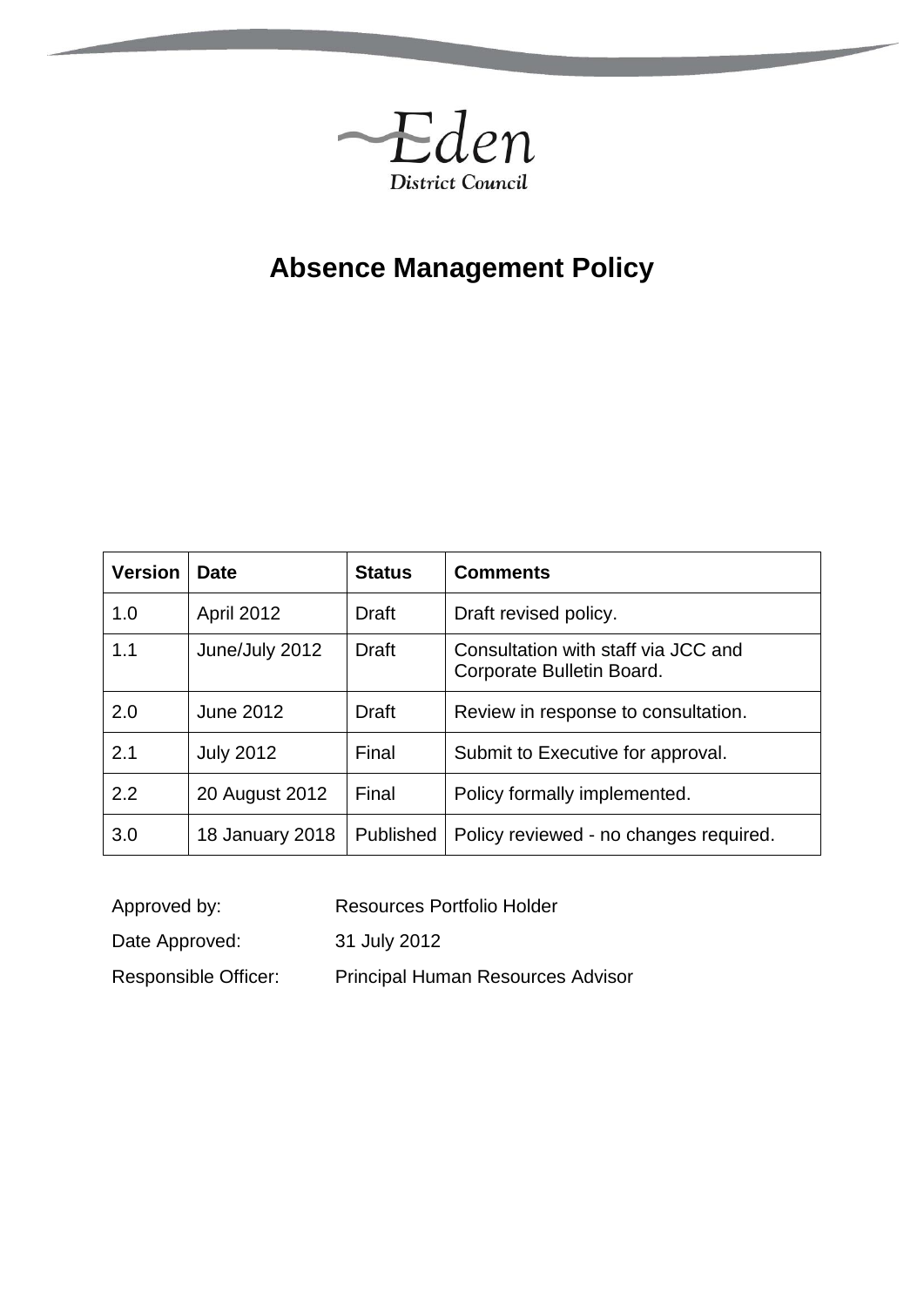Eden District Council

# Absence Management Policy

| Version | Date | Status | Comments |
|---|---|---|---|
| 1.0 | April 2012 | Draft | Draft revised policy. |
| 1.1 | June/July 2012 | Draft | Consultation with staff via JCC and Corporate Bulletin Board. |
| 2.0 | June 2012 | Draft | Review in response to consultation. |
| 2.1 | July 2012 | Final | Submit to Executive for approval. |
| 2.2 | 20 August 2012 | Final | Policy formally implemented. |
| 3.0 | 18 January 2018 | Published | Policy reviewed - no changes required. |

Approved by: Resources Portfolio Holder

Date Approved: 31 July 2012

Responsible Officer: Principal Human Resources Advisor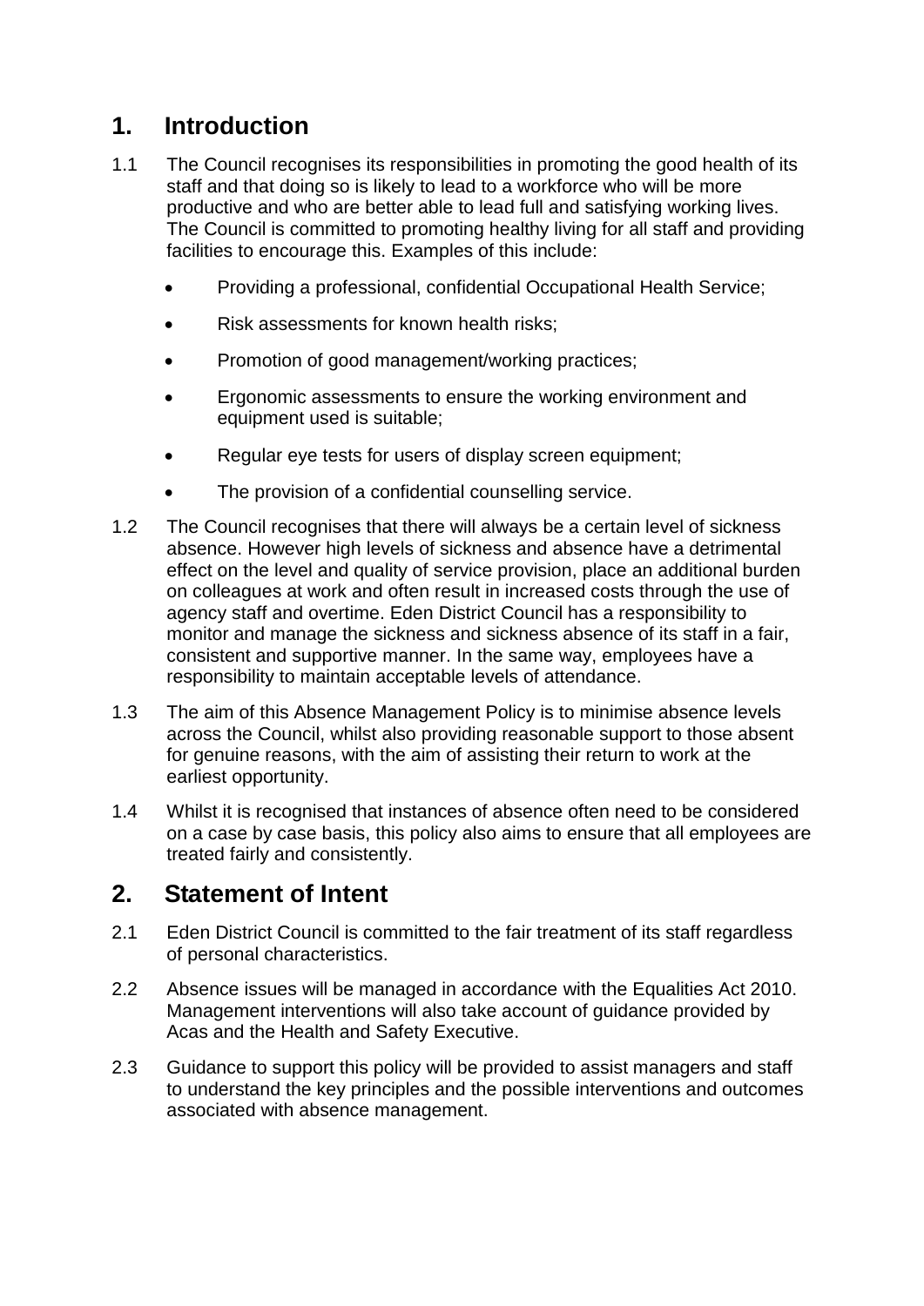## 1. Introduction

1.1 The Council recognises its responsibilities in promoting the good health of its staff and that doing so is likely to lead to a workforce who will be more productive and who are better able to lead full and satisfying working lives. The Council is committed to promoting healthy living for all staff and providing facilities to encourage this. Examples of this include:

- Providing a professional, confidential Occupational Health Service;
- Risk assessments for known health risks;
- Promotion of good management/working practices;
- Ergonomic assessments to ensure the working environment and equipment used is suitable;
- Regular eye tests for users of display screen equipment;
- The provision of a confidential counselling service.

1.2 The Council recognises that there will always be a certain level of sickness absence. However high levels of sickness and absence have a detrimental effect on the level and quality of service provision, place an additional burden on colleagues at work and often result in increased costs through the use of agency staff and overtime. Eden District Council has a responsibility to monitor and manage the sickness and sickness absence of its staff in a fair, consistent and supportive manner. In the same way, employees have a responsibility to maintain acceptable levels of attendance.

1.3 The aim of this Absence Management Policy is to minimise absence levels across the Council, whilst also providing reasonable support to those absent for genuine reasons, with the aim of assisting their return to work at the earliest opportunity.

1.4 Whilst it is recognised that instances of absence often need to be considered on a case by case basis, this policy also aims to ensure that all employees are treated fairly and consistently.

## 2. Statement of Intent

2.1 Eden District Council is committed to the fair treatment of its staff regardless of personal characteristics.

2.2 Absence issues will be managed in accordance with the Equalities Act 2010. Management interventions will also take account of guidance provided by Acas and the Health and Safety Executive.

2.3 Guidance to support this policy will be provided to assist managers and staff to understand the key principles and the possible interventions and outcomes associated with absence management.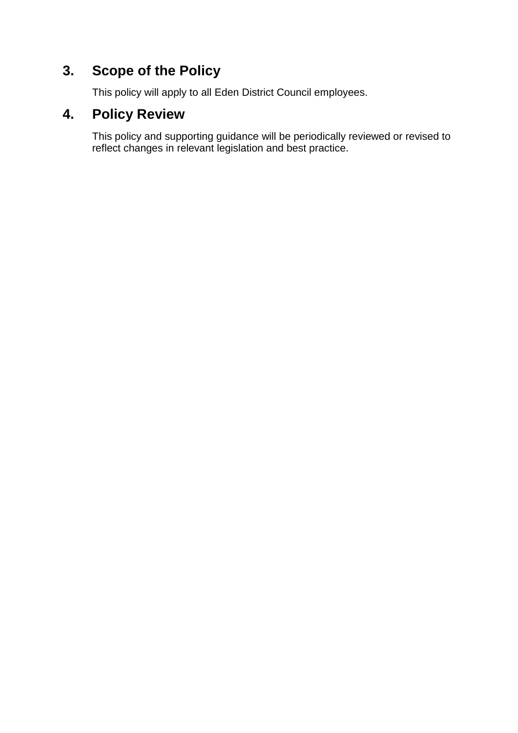## 3. Scope of the Policy

This policy will apply to all Eden District Council employees.

## 4. Policy Review

This policy and supporting guidance will be periodically reviewed or revised to reflect changes in relevant legislation and best practice.